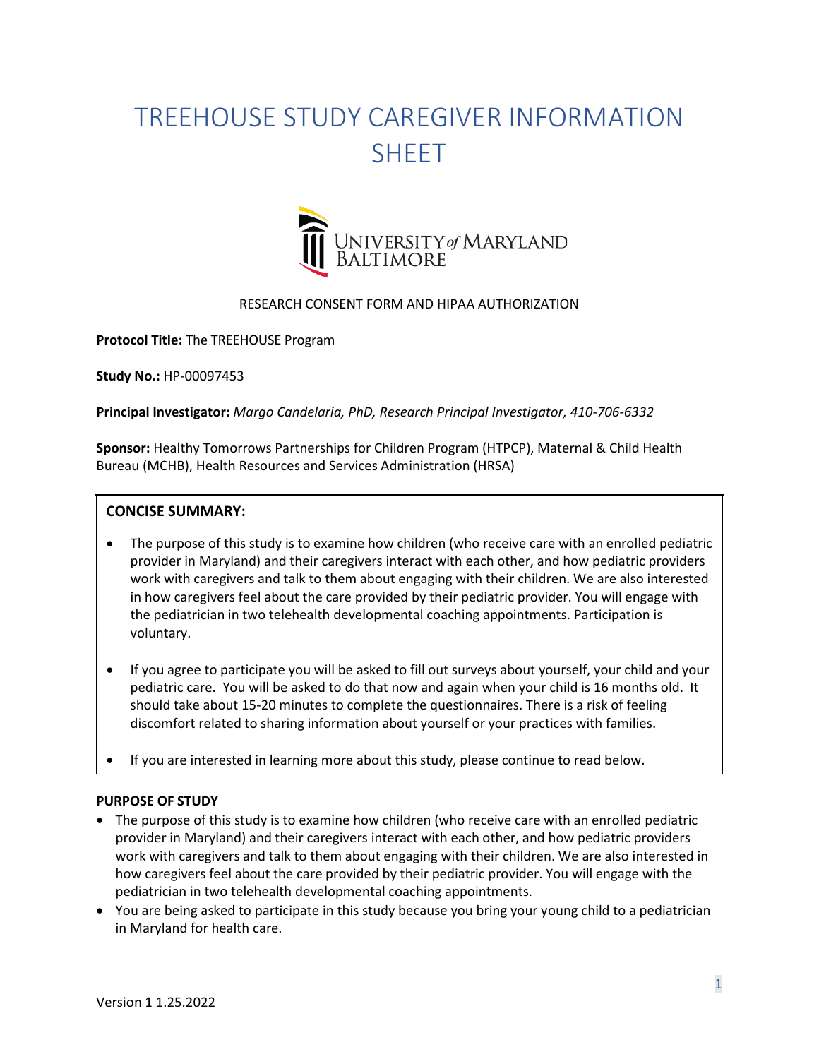# TREEHOUSE STUDY CAREGIVER INFORMATION SHEET

UNIVERSITY *of* MARYLAND BALTIMORE

RESEARCH CONSENT FORM AND HIPAA AUTHORIZATION

**Protocol Title:** The TREEHOUSE Program

**Study No.:** HP-00097453

**Principal Investigator:** *Margo Candelaria, PhD, Research Principal Investigator, 410-706-6332*

**Sponsor:** Healthy Tomorrows Partnerships for Children Program (HTPCP), Maternal & Child Health Bureau (MCHB), Health Resources and Services Administration (HRSA)

**CONCISE SUMMARY:**

- The purpose of this study is to examine how children (who receive care with an enrolled pediatric provider in Maryland) and their caregivers interact with each other, and how pediatric providers work with caregivers and talk to them about engaging with their children. We are also interested in how caregivers feel about the care provided by their pediatric provider. You will engage with the pediatrician in two telehealth developmental coaching appointments. Participation is voluntary.
- If you agree to participate you will be asked to fill out surveys about yourself, your child and your pediatric care. You will be asked to do that now and again when your child is 16 months old. It should take about 15-20 minutes to complete the questionnaires. There is a risk of feeling discomfort related to sharing information about yourself or your practices with families.
- If you are interested in learning more about this study, please continue to read below.

**PURPOSE OF STUDY**

- The purpose of this study is to examine how children (who receive care with an enrolled pediatric provider in Maryland) and their caregivers interact with each other, and how pediatric providers work with caregivers and talk to them about engaging with their children. We are also interested in how caregivers feel about the care provided by their pediatric provider. You will engage with the pediatrician in two telehealth developmental coaching appointments.
- You are being asked to participate in this study because you bring your young child to a pediatrician in Maryland for health care.

Version 1 1.25.2022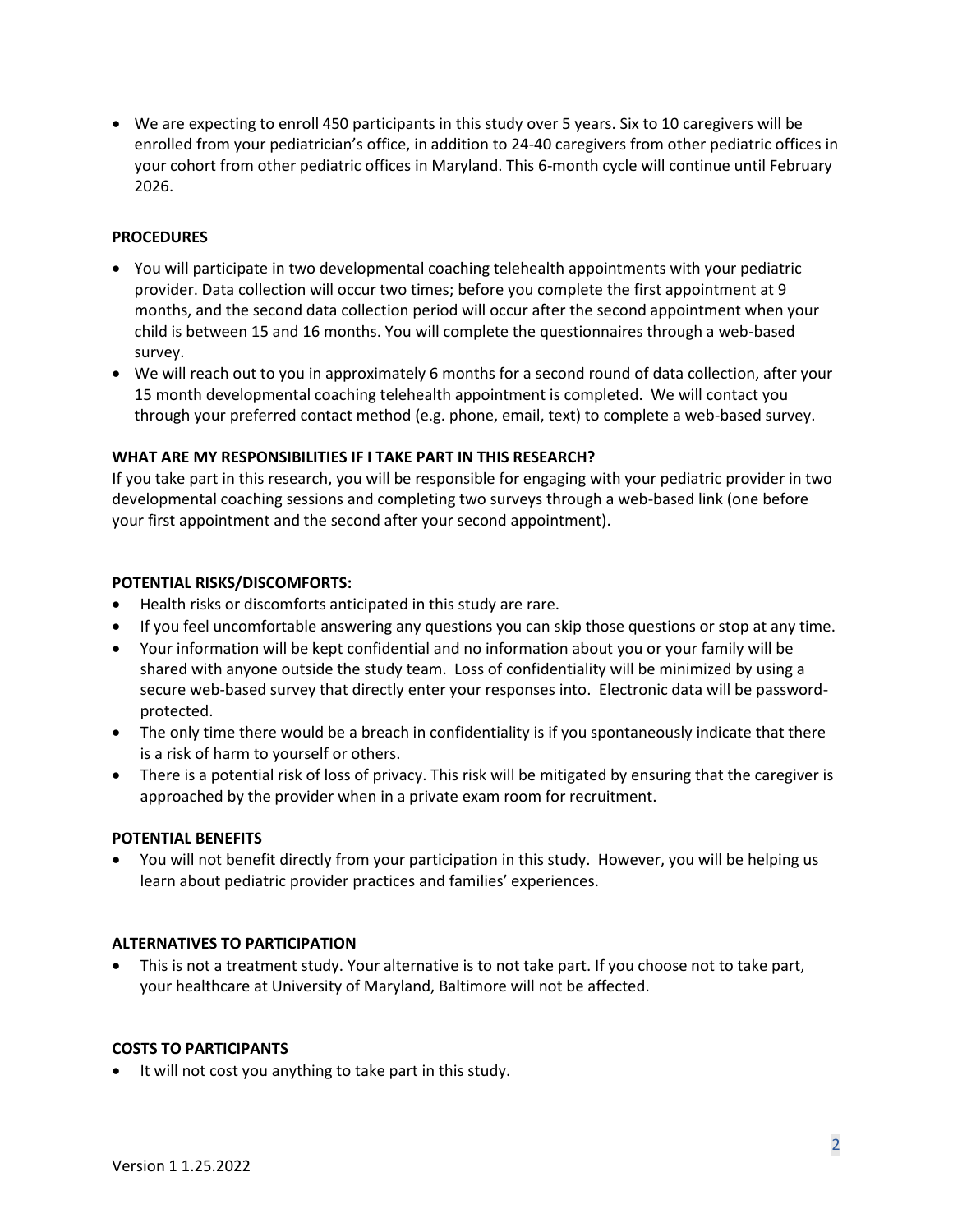- We are expecting to enroll 450 participants in this study over 5 years. Six to 10 caregivers will be enrolled from your pediatrician's office, in addition to 24-40 caregivers from other pediatric offices in your cohort from other pediatric offices in Maryland. This 6-month cycle will continue until February 2026.

**PROCEDURES**

- You will participate in two developmental coaching telehealth appointments with your pediatric provider. Data collection will occur two times; before you complete the first appointment at 9 months, and the second data collection period will occur after the second appointment when your child is between 15 and 16 months. You will complete the questionnaires through a web-based survey.
- We will reach out to you in approximately 6 months for a second round of data collection, after your 15 month developmental coaching telehealth appointment is completed. We will contact you through your preferred contact method (e.g. phone, email, text) to complete a web-based survey.

**WHAT ARE MY RESPONSIBILITIES IF I TAKE PART IN THIS RESEARCH?**

If you take part in this research, you will be responsible for engaging with your pediatric provider in two developmental coaching sessions and completing two surveys through a web-based link (one before your first appointment and the second after your second appointment).

**POTENTIAL RISKS/DISCOMFORTS:**

- Health risks or discomforts anticipated in this study are rare.
- If you feel uncomfortable answering any questions you can skip those questions or stop at any time.
- Your information will be kept confidential and no information about you or your family will be shared with anyone outside the study team. Loss of confidentiality will be minimized by using a secure web-based survey that directly enter your responses into. Electronic data will be password-protected.
- The only time there would be a breach in confidentiality is if you spontaneously indicate that there is a risk of harm to yourself or others.
- There is a potential risk of loss of privacy. This risk will be mitigated by ensuring that the caregiver is approached by the provider when in a private exam room for recruitment.

**POTENTIAL BENEFITS**

- You will not benefit directly from your participation in this study. However, you will be helping us learn about pediatric provider practices and families' experiences.

**ALTERNATIVES TO PARTICIPATION**

- This is not a treatment study. Your alternative is to not take part. If you choose not to take part, your healthcare at University of Maryland, Baltimore will not be affected.

**COSTS TO PARTICIPANTS**

- It will not cost you anything to take part in this study.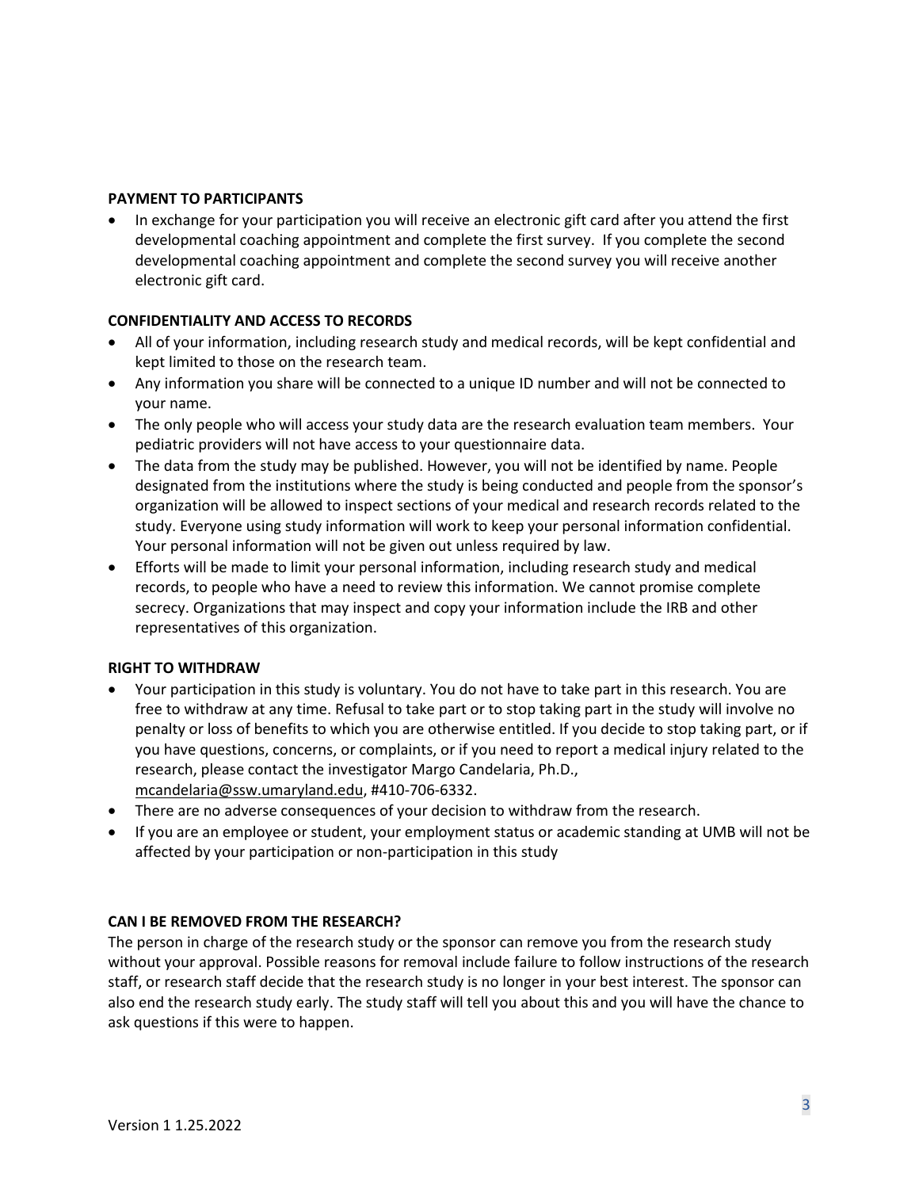**PAYMENT TO PARTICIPANTS**

- In exchange for your participation you will receive an electronic gift card after you attend the first developmental coaching appointment and complete the first survey. If you complete the second developmental coaching appointment and complete the second survey you will receive another electronic gift card.

**CONFIDENTIALITY AND ACCESS TO RECORDS**

- All of your information, including research study and medical records, will be kept confidential and kept limited to those on the research team.
- Any information you share will be connected to a unique ID number and will not be connected to your name.
- The only people who will access your study data are the research evaluation team members. Your pediatric providers will not have access to your questionnaire data.
- The data from the study may be published. However, you will not be identified by name. People designated from the institutions where the study is being conducted and people from the sponsor's organization will be allowed to inspect sections of your medical and research records related to the study. Everyone using study information will work to keep your personal information confidential. Your personal information will not be given out unless required by law.
- Efforts will be made to limit your personal information, including research study and medical records, to people who have a need to review this information. We cannot promise complete secrecy. Organizations that may inspect and copy your information include the IRB and other representatives of this organization.

**RIGHT TO WITHDRAW**

- Your participation in this study is voluntary. You do not have to take part in this research. You are free to withdraw at any time. Refusal to take part or to stop taking part in the study will involve no penalty or loss of benefits to which you are otherwise entitled. If you decide to stop taking part, or if you have questions, concerns, or complaints, or if you need to report a medical injury related to the research, please contact the investigator Margo Candelaria, Ph.D., mcandelaria@ssw.umaryland.edu, #410-706-6332.
- There are no adverse consequences of your decision to withdraw from the research.
- If you are an employee or student, your employment status or academic standing at UMB will not be affected by your participation or non-participation in this study

**CAN I BE REMOVED FROM THE RESEARCH?**

The person in charge of the research study or the sponsor can remove you from the research study without your approval. Possible reasons for removal include failure to follow instructions of the research staff, or research staff decide that the research study is no longer in your best interest. The sponsor can also end the research study early. The study staff will tell you about this and you will have the chance to ask questions if this were to happen.

Version 1 1.25.2022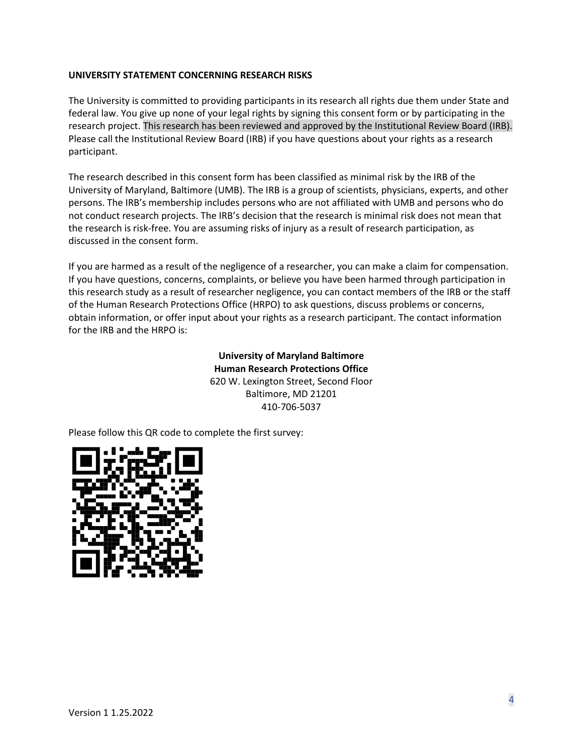**UNIVERSITY STATEMENT CONCERNING RESEARCH RISKS**

The University is committed to providing participants in its research all rights due them under State and federal law. You give up none of your legal rights by signing this consent form or by participating in the research project. This research has been reviewed and approved by the Institutional Review Board (IRB). Please call the Institutional Review Board (IRB) if you have questions about your rights as a research participant.

The research described in this consent form has been classified as minimal risk by the IRB of the University of Maryland, Baltimore (UMB). The IRB is a group of scientists, physicians, experts, and other persons. The IRB's membership includes persons who are not affiliated with UMB and persons who do not conduct research projects. The IRB's decision that the research is minimal risk does not mean that the research is risk-free. You are assuming risks of injury as a result of research participation, as discussed in the consent form.

If you are harmed as a result of the negligence of a researcher, you can make a claim for compensation. If you have questions, concerns, complaints, or believe you have been harmed through participation in this research study as a result of researcher negligence, you can contact members of the IRB or the staff of the Human Research Protections Office (HRPO) to ask questions, discuss problems or concerns, obtain information, or offer input about your rights as a research participant. The contact information for the IRB and the HRPO is:

**University of Maryland Baltimore**
**Human Research Protections Office**
620 W. Lexington Street, Second Floor
Baltimore, MD 21201
410-706-5037

Please follow this QR code to complete the first survey:

Version 1 1.25.2022